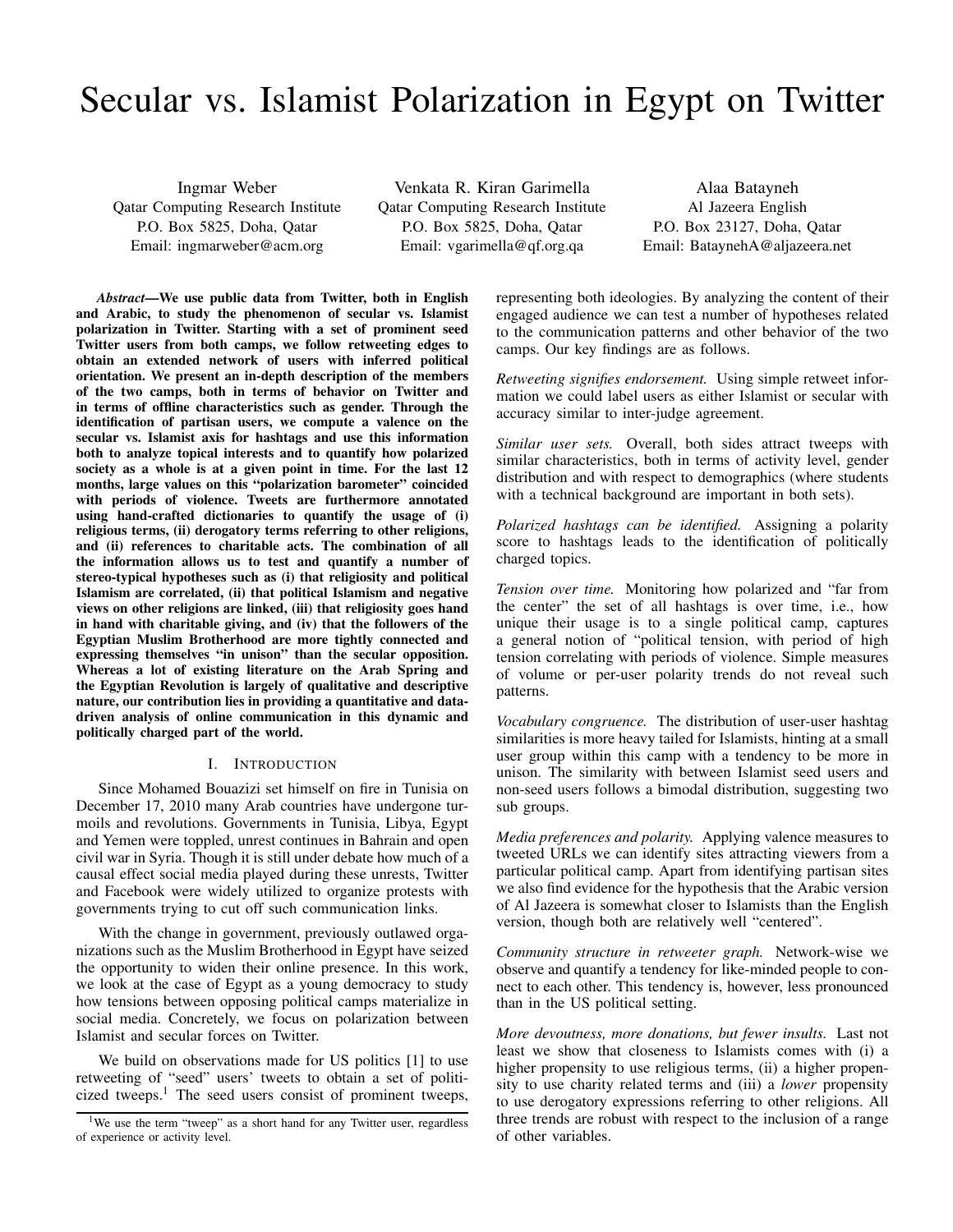# Secular vs. Islamist Polarization in Egypt on Twitter

Ingmar Weber
Qatar Computing Research Institute
P.O. Box 5825, Doha, Qatar
Email: ingmarweber@acm.org

Venkata R. Kiran Garimella
Qatar Computing Research Institute
P.O. Box 5825, Doha, Qatar
Email: vgarimella@qf.org.qa

Alaa Batayneh
Al Jazeera English
P.O. Box 23127, Doha, Qatar
Email: BataynehA@aljazeera.net

***Abstract*—We use public data from Twitter, both in English and Arabic, to study the phenomenon of secular vs. Islamist polarization in Twitter. Starting with a set of prominent seed Twitter users from both camps, we follow retweeting edges to obtain an extended network of users with inferred political orientation. We present an in-depth description of the members of the two camps, both in terms of behavior on Twitter and in terms of offline characteristics such as gender. Through the identification of partisan users, we compute a valence on the secular vs. Islamist axis for hashtags and use this information both to analyze topical interests and to quantify how polarized society as a whole is at a given point in time. For the last 12 months, large values on this "polarization barometer" coincided with periods of violence. Tweets are furthermore annotated using hand-crafted dictionaries to quantify the usage of (i) religious terms, (ii) derogatory terms referring to other religions, and (ii) references to charitable acts. The combination of all the information allows us to test and quantify a number of stereo-typical hypotheses such as (i) that religiosity and political Islamism are correlated, (ii) that political Islamism and negative views on other religions are linked, (iii) that religiosity goes hand in hand with charitable giving, and (iv) that the followers of the Egyptian Muslim Brotherhood are more tightly connected and expressing themselves "in unison" than the secular opposition. Whereas a lot of existing literature on the Arab Spring and the Egyptian Revolution is largely of qualitative and descriptive nature, our contribution lies in providing a quantitative and data-driven analysis of online communication in this dynamic and politically charged part of the world.**

## I. Introduction

Since Mohamed Bouazizi set himself on fire in Tunisia on December 17, 2010 many Arab countries have undergone turmoils and revolutions. Governments in Tunisia, Libya, Egypt and Yemen were toppled, unrest continues in Bahrain and open civil war in Syria. Though it is still under debate how much of a causal effect social media played during these unrests, Twitter and Facebook were widely utilized to organize protests with governments trying to cut off such communication links.

With the change in government, previously outlawed organizations such as the Muslim Brotherhood in Egypt have seized the opportunity to widen their online presence. In this work, we look at the case of Egypt as a young democracy to study how tensions between opposing political camps materialize in social media. Concretely, we focus on polarization between Islamist and secular forces on Twitter.

We build on observations made for US politics [1] to use retweeting of "seed" users' tweets to obtain a set of politicized tweeps.[1] The seed users consist of prominent tweeps, representing both ideologies. By analyzing the content of their engaged audience we can test a number of hypotheses related to the communication patterns and other behavior of the two camps. Our key findings are as follows.

*Retweeting signifies endorsement.* Using simple retweet information we could label users as either Islamist or secular with accuracy similar to inter-judge agreement.

*Similar user sets.* Overall, both sides attract tweeps with similar characteristics, both in terms of activity level, gender distribution and with respect to demographics (where students with a technical background are important in both sets).

*Polarized hashtags can be identified.* Assigning a polarity score to hashtags leads to the identification of politically charged topics.

*Tension over time.* Monitoring how polarized and "far from the center" the set of all hashtags is over time, i.e., how unique their usage is to a single political camp, captures a general notion of "political tension, with period of high tension correlating with periods of violence. Simple measures of volume or per-user polarity trends do not reveal such patterns.

*Vocabulary congruence.* The distribution of user-user hashtag similarities is more heavy tailed for Islamists, hinting at a small user group within this camp with a tendency to be more in unison. The similarity with between Islamist seed users and non-seed users follows a bimodal distribution, suggesting two sub groups.

*Media preferences and polarity.* Applying valence measures to tweeted URLs we can identify sites attracting viewers from a particular political camp. Apart from identifying partisan sites we also find evidence for the hypothesis that the Arabic version of Al Jazeera is somewhat closer to Islamists than the English version, though both are relatively well "centered".

*Community structure in retweeter graph.* Network-wise we observe and quantify a tendency for like-minded people to connect to each other. This tendency is, however, less pronounced than in the US political setting.

*More devoutness, more donations, but fewer insults.* Last not least we show that closeness to Islamists comes with (i) a higher propensity to use religious terms, (ii) a higher propensity to use charity related terms and (iii) a *lower* propensity to use derogatory expressions referring to other religions. All three trends are robust with respect to the inclusion of a range of other variables.

[1] We use the term "tweep" as a short hand for any Twitter user, regardless of experience or activity level.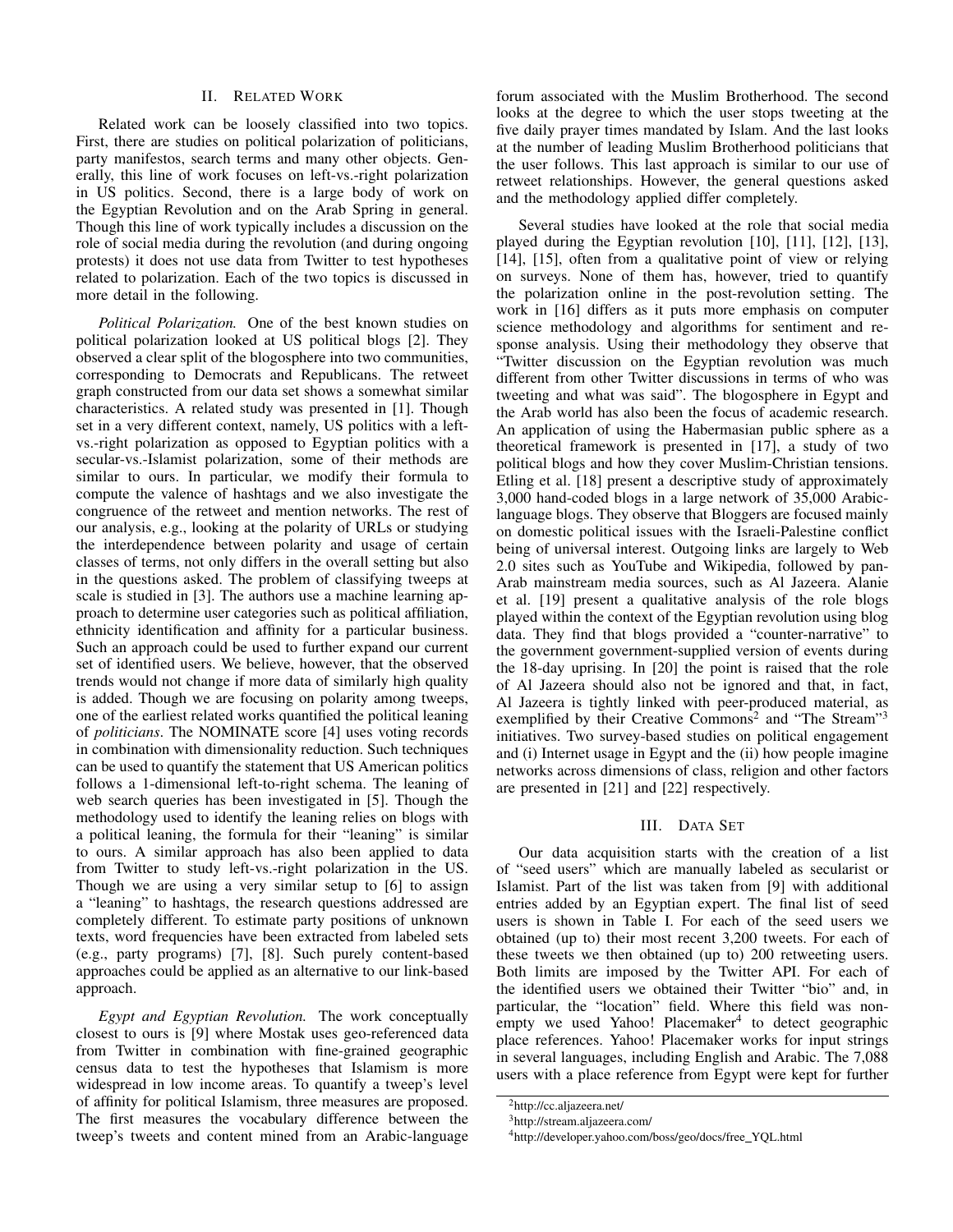## II. Related Work

Related work can be loosely classified into two topics. First, there are studies on political polarization of politicians, party manifestos, search terms and many other objects. Generally, this line of work focuses on left-vs.-right polarization in US politics. Second, there is a large body of work on the Egyptian Revolution and on the Arab Spring in general. Though this line of work typically includes a discussion on the role of social media during the revolution (and during ongoing protests) it does not use data from Twitter to test hypotheses related to polarization. Each of the two topics is discussed in more detail in the following.

*Political Polarization.* One of the best known studies on political polarization looked at US political blogs [2]. They observed a clear split of the blogosphere into two communities, corresponding to Democrats and Republicans. The retweet graph constructed from our data set shows a somewhat similar characteristics. A related study was presented in [1]. Though set in a very different context, namely, US politics with a left-vs.-right polarization as opposed to Egyptian politics with a secular-vs.-Islamist polarization, some of their methods are similar to ours. In particular, we modify their formula to compute the valence of hashtags and we also investigate the congruence of the retweet and mention networks. The rest of our analysis, e.g., looking at the polarity of URLs or studying the interdependence between polarity and usage of certain classes of terms, not only differs in the overall setting but also in the questions asked. The problem of classifying tweeps at scale is studied in [3]. The authors use a machine learning approach to determine user categories such as political affiliation, ethnicity identification and affinity for a particular business. Such an approach could be used to further expand our current set of identified users. We believe, however, that the observed trends would not change if more data of similarly high quality is added. Though we are focusing on polarity among tweeps, one of the earliest related works quantified the political leaning of *politicians*. The NOMINATE score [4] uses voting records in combination with dimensionality reduction. Such techniques can be used to quantify the statement that US American politics follows a 1-dimensional left-to-right schema. The leaning of web search queries has been investigated in [5]. Though the methodology used to identify the leaning relies on blogs with a political leaning, the formula for their "leaning" is similar to ours. A similar approach has also been applied to data from Twitter to study left-vs.-right polarization in the US. Though we are using a very similar setup to [6] to assign a "leaning" to hashtags, the research questions addressed are completely different. To estimate party positions of unknown texts, word frequencies have been extracted from labeled sets (e.g., party programs) [7], [8]. Such purely content-based approaches could be applied as an alternative to our link-based approach.

*Egypt and Egyptian Revolution.* The work conceptually closest to ours is [9] where Mostak uses geo-referenced data from Twitter in combination with fine-grained geographic census data to test the hypotheses that Islamism is more widespread in low income areas. To quantify a tweep's level of affinity for political Islamism, three measures are proposed. The first measures the vocabulary difference between the tweep's tweets and content mined from an Arabic-language forum associated with the Muslim Brotherhood. The second looks at the degree to which the user stops tweeting at the five daily prayer times mandated by Islam. And the last looks at the number of leading Muslim Brotherhood politicians that the user follows. This last approach is similar to our use of retweet relationships. However, the general questions asked and the methodology applied differ completely.

Several studies have looked at the role that social media played during the Egyptian revolution [10], [11], [12], [13], [14], [15], often from a qualitative point of view or relying on surveys. None of them has, however, tried to quantify the polarization online in the post-revolution setting. The work in [16] differs as it puts more emphasis on computer science methodology and algorithms for sentiment and response analysis. Using their methodology they observe that "Twitter discussion on the Egyptian revolution was much different from other Twitter discussions in terms of who was tweeting and what was said". The blogosphere in Egypt and the Arab world has also been the focus of academic research. An application of using the Habermasian public sphere as a theoretical framework is presented in [17], a study of two political blogs and how they cover Muslim-Christian tensions. Etling et al. [18] present a descriptive study of approximately 3,000 hand-coded blogs in a large network of 35,000 Arabic-language blogs. They observe that Bloggers are focused mainly on domestic political issues with the Israeli-Palestine conflict being of universal interest. Outgoing links are largely to Web 2.0 sites such as YouTube and Wikipedia, followed by pan-Arab mainstream media sources, such as Al Jazeera. Alanie et al. [19] present a qualitative analysis of the role blogs played within the context of the Egyptian revolution using blog data. They find that blogs provided a "counter-narrative" to the government government-supplied version of events during the 18-day uprising. In [20] the point is raised that the role of Al Jazeera should also not be ignored and that, in fact, Al Jazeera is tightly linked with peer-produced material, as exemplified by their Creative Commons[2] and "The Stream"[3] initiatives. Two survey-based studies on political engagement and (i) Internet usage in Egypt and the (ii) how people imagine networks across dimensions of class, religion and other factors are presented in [21] and [22] respectively.

## III. Data Set

Our data acquisition starts with the creation of a list of "seed users" which are manually labeled as secularist or Islamist. Part of the list was taken from [9] with additional entries added by an Egyptian expert. The final list of seed users is shown in Table I. For each of the seed users we obtained (up to) their most recent 3,200 tweets. For each of these tweets we then obtained (up to) 200 retweeting users. Both limits are imposed by the Twitter API. For each of the identified users we obtained their Twitter "bio" and, in particular, the "location" field. Where this field was non-empty we used Yahoo! Placemaker[4] to detect geographic place references. Yahoo! Placemaker works for input strings in several languages, including English and Arabic. The 7,088 users with a place reference from Egypt were kept for further

[2] http://cc.aljazeera.net/

[3] http://stream.aljazeera.com/

[4] http://developer.yahoo.com/boss/geo/docs/free_YQL.html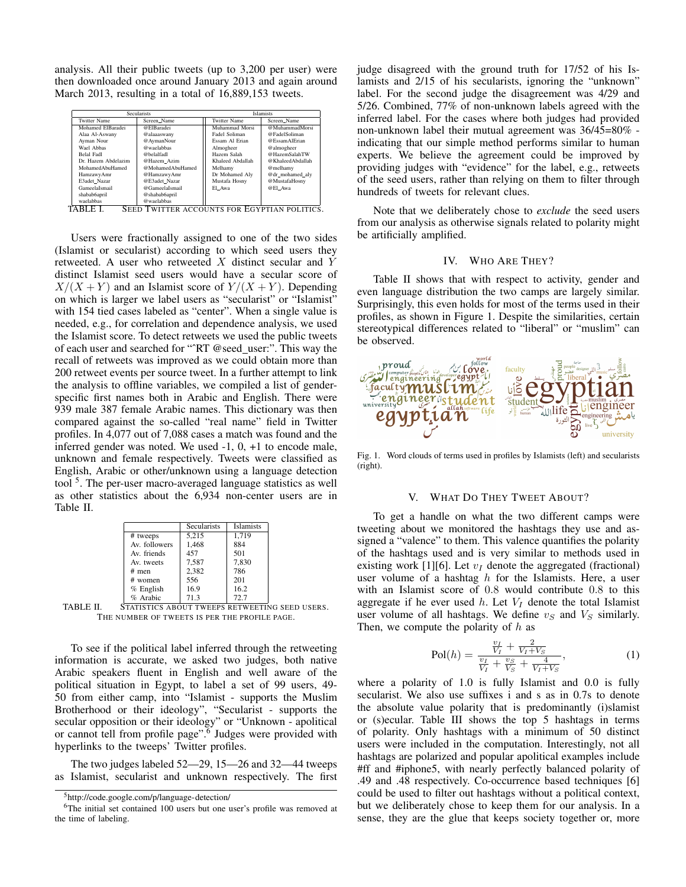analysis. All their public tweets (up to 3,200 per user) were then downloaded once around January 2013 and again around March 2013, resulting in a total of 16,889,153 tweets.

| Secularists | | Islamists | |
|---|---|---|---|
| Twitter Name | Screen_Name | Twitter Name | Screen_Name |
| Mohamed ElBaradei | @ElBaradei | Muhammad Morsi | @MuhammadMorsi |
| Alaa Al-Aswany | @alaaaswany | Fadel Soliman | @FadelSoliman |
| Ayman Nour | @AymanNour | Essam Al Erian | @EssamAlErian |
| Wael Abbas | @waelabbas | Almogheer | @almogheer |
| Belal Fadl | @belalfadl | Hazem Salah | @HazemSalahTW |
| Dr. Hazem Abdelazim | @Hazem_Azim | Khaleed Abdallah | @KhaleedAbdallah |
| MohamedAbuHamed | @MohamedAbuHamed | Melhamy | @melhamy |
| HamzawyAmr | @HamzawyAmr | Dr Mohamed Aly | @dr_mohamed_aly |
| E3adet_Nazar | @E3adet_Nazar | Mustafa Hosny | @MustafaHosny |
| GameelaIsmail | @GameelaIsmail | El_Awa | @El_Awa |
| shabab6april | @shabab6april | | |
| waelabbas | @waelabbas | | |

TABLE I. SEED TWITTER ACCOUNTS FOR EGYPTIAN POLITICS.

Users were fractionally assigned to one of the two sides (Islamist or secularist) according to which seed users they retweeted. A user who retweeted $X$ distinct secular and $Y$ distinct Islamist seed users would have a secular score of $X/(X+Y)$ and an Islamist score of $Y/(X+Y)$. Depending on which is larger we label users as "secularist" or "Islamist" with 154 tied cases labeled as "center". When a single value is needed, e.g., for correlation and dependence analysis, we used the Islamist score. To detect retweets we used the public tweets of each user and searched for "^RT @seed_user:". This way the recall of retweets was improved as we could obtain more than 200 retweet events per source tweet. In a further attempt to link the analysis to offline variables, we compiled a list of gender-specific first names both in Arabic and English. There were 939 male 387 female Arabic names. This dictionary was then compared against the so-called "real name" field in Twitter profiles. In 4,077 out of 7,088 cases a match was found and the inferred gender was noted. We used -1, 0, +1 to encode male, unknown and female respectively. Tweets were classified as English, Arabic or other/unknown using a language detection tool [5]. The per-user macro-averaged language statistics as well as other statistics about the 6,934 non-center users are in Table II.

| | Secularists | Islamists |
|---|---|---|
| # tweeps | 5,215 | 1,719 |
| Av. followers | 1,468 | 884 |
| Av. friends | 457 | 501 |
| Av. tweets | 7,587 | 7,830 |
| # men | 2,382 | 786 |
| # women | 556 | 201 |
| % English | 16.9 | 16.2 |
| % Arabic | 71.3 | 72.7 |

TABLE II. STATISTICS ABOUT TWEEPS RETWEETING SEED USERS. THE NUMBER OF TWEETS IS PER THE PROFILE PAGE.

To see if the political label inferred through the retweeting information is accurate, we asked two judges, both native Arabic speakers fluent in English and well aware of the political situation in Egypt, to label a set of 99 users, 49-50 from either camp, into "Islamist - supports the Muslim Brotherhood or their ideology", "Secularist - supports the secular opposition or their ideology" or "Unknown - apolitical or cannot tell from profile page".[6] Judges were provided with hyperlinks to the tweeps' Twitter profiles.

The two judges labeled 52—29, 15—26 and 32—44 tweeps as Islamist, secularist and unknown respectively. The first judge disagreed with the ground truth for 17/52 of his Islamists and 2/15 of his secularists, ignoring the "unknown" label. For the second judge the disagreement was 4/29 and 5/26. Combined, 77% of non-unknown labels agreed with the inferred label. For the cases where both judges had provided non-unknown label their mutual agreement was 36/45=80% - indicating that our simple method performs similar to human experts. We believe the agreement could be improved by providing judges with "evidence" for the label, e.g., retweets of the seed users, rather than relying on them to filter through hundreds of tweets for relevant clues.

Note that we deliberately chose to *exclude* the seed users from our analysis as otherwise signals related to polarity might be artificially amplified.

## IV. WHO ARE THEY?

Table II shows that with respect to activity, gender and even language distribution the two camps are largely similar. Surprisingly, this even holds for most of the terms used in their profiles, as shown in Figure 1. Despite the similarities, certain stereotypical differences related to "liberal" or "muslim" can be observed.

Fig. 1. Word clouds of terms used in profiles by Islamists (left) and secularists (right).

## V. WHAT DO THEY TWEET ABOUT?

To get a handle on what the two different camps were tweeting about we monitored the hashtags they use and assigned a "valence" to them. This valence quantifies the polarity of the hashtags used and is very similar to methods used in existing work [1][6]. Let $v_I$ denote the aggregated (fractional) user volume of a hashtag $h$ for the Islamists. Here, a user with an Islamist score of 0.8 would contribute 0.8 to this aggregate if he ever used $h$. Let $V_I$ denote the total Islamist user volume of all hashtags. We define $v_S$ and $V_S$ similarly. Then, we compute the polarity of $h$ as

$$\text{Pol}(h) = \frac{\frac{v_I}{V_I} + \frac{2}{V_I+V_S}}{\frac{v_I}{V_I} + \frac{v_S}{V_S} + \frac{4}{V_I+V_S}}, \tag{1}$$

where a polarity of 1.0 is fully Islamist and 0.0 is fully secularist. We also use suffixes i and s as in 0.7s to denote the absolute value polarity that is predominantly (i)slamist or (s)ecular. Table III shows the top 5 hashtags in terms of polarity. Only hashtags with a minimum of 50 distinct users were included in the computation. Interestingly, not all hashtags are polarized and popular apolitical examples include #ff and #iphone5, with nearly perfectly balanced polarity of .49 and .48 respectively. Co-occurrence based techniques [6] could be used to filter out hashtags without a political context, but we deliberately chose to keep them for our analysis. In a sense, they are the glue that keeps society together or, more

[5] http://code.google.com/p/language-detection/

[6] The initial set contained 100 users but one user's profile was removed at the time of labeling.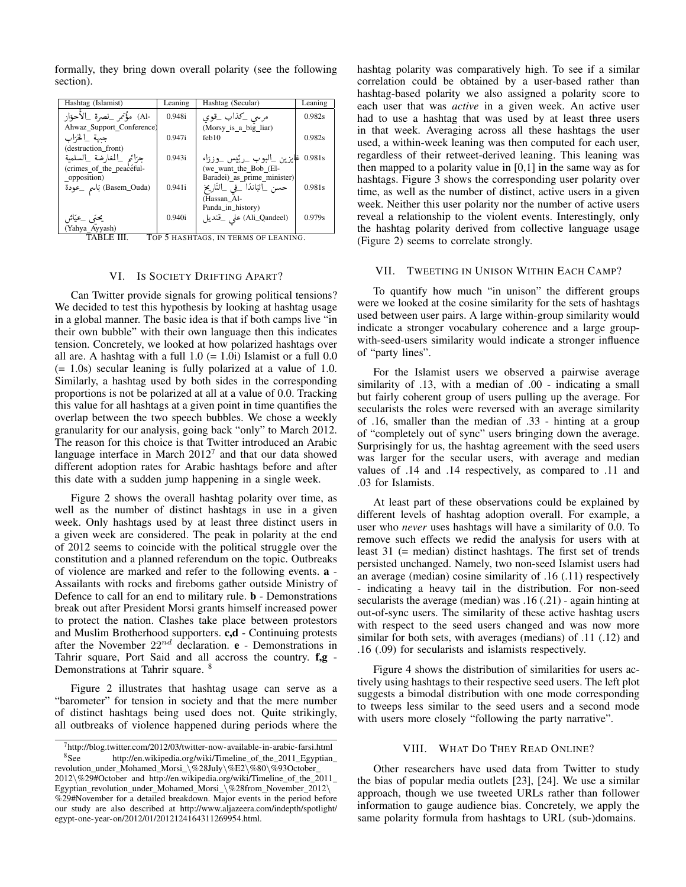formally, they bring down overall polarity (see the following section).

| Hashtag (Islamist) | Leaning | Hashtag (Secular) | Leaning |
|---|---|---|---|
| مؤتمر_نصرة_الأحواز (Al-Ahwaz_Support_Conference) | 0.948i | مرسي_كذاب_قوي (Morsy_is_a_big_liar) | 0.982s |
| جبهة_الخراب (destruction_front) | 0.947i | feb10 | 0.982s |
| جرائم_المعارضة_السلمية (crimes_of_the_peaceful-_opposition) | 0.943i | عايزين_البوب_رئيس_وزراء (we_want_the_Bob_(El-Baradei)_as_prime_minister) | 0.981s |
| باسم_عودة (Basem_Ouda) | 0.941i | حسن_الباندا_في_التاريخ (Hassan_Al-Panda_in_history) | 0.981s |
| يحيى_عياش (Yahya_Ayyash) | 0.940i | علي_قنديل (Ali_Qandeel) | 0.979s |

TABLE III. TOP 5 HASHTAGS, IN TERMS OF LEANING.

## VI. IS SOCIETY DRIFTING APART?

Can Twitter provide signals for growing political tensions? We decided to test this hypothesis by looking at hashtag usage in a global manner. The basic idea is that if both camps live "in their own bubble" with their own language then this indicates tension. Concretely, we looked at how polarized hashtags over all are. A hashtag with a full 1.0 (= 1.0i) Islamist or a full 0.0 (= 1.0s) secular leaning is fully polarized at a value of 1.0. Similarly, a hashtag used by both sides in the corresponding proportions is not be polarized at all at a value of 0.0. Tracking this value for all hashtags at a given point in time quantifies the overlap between the two speech bubbles. We chose a weekly granularity for our analysis, going back "only" to March 2012. The reason for this choice is that Twitter introduced an Arabic language interface in March 2012[7] and that our data showed different adoption rates for Arabic hashtags before and after this date with a sudden jump happening in a single week.

Figure 2 shows the overall hashtag polarity over time, as well as the number of distinct hashtags in use in a given week. Only hashtags used by at least three distinct users in a given week are considered. The peak in polarity at the end of 2012 seems to coincide with the political struggle over the constitution and a planned referendum on the topic. Outbreaks of violence are marked and refer to the following events. **a** - Assailants with rocks and fireboms gather outside Ministry of Defence to call for an end to military rule. **b** - Demonstrations break out after President Morsi grants himself increased power to protect the nation. Clashes take place between protestors and Muslim Brotherhood supporters. **c,d** - Continuing protests after the November $22^{nd}$ declaration. **e** - Demonstrations in Tahrir square, Port Said and all accross the country. **f,g** - Demonstrations at Tahrir square. [8]

Figure 2 illustrates that hashtag usage can serve as a "barometer" for tension in society and that the mere number of distinct hashtags being used does not. Quite strikingly, all outbreaks of violence happened during periods where the hashtag polarity was comparatively high. To see if a similar correlation could be obtained by a user-based rather than hashtag-based polarity we also assigned a polarity score to each user that was *active* in a given week. An active user had to use a hashtag that was used by at least three users in that week. Averaging across all these hashtags the user used, a within-week leaning was then computed for each user, regardless of their retweet-derived leaning. This leaning was then mapped to a polarity value in [0,1] in the same way as for hashtags. Figure 3 shows the corresponding user polarity over time, as well as the number of distinct, active users in a given week. Neither this user polarity nor the number of active users reveal a relationship to the violent events. Interestingly, only the hashtag polarity derived from collective language usage (Figure 2) seems to correlate strongly.

## VII. TWEETING IN UNISON WITHIN EACH CAMP?

To quantify how much "in unison" the different groups were we looked at the cosine similarity for the sets of hashtags used between user pairs. A large within-group similarity would indicate a stronger vocabulary coherence and a large group-with-seed-users similarity would indicate a stronger influence of "party lines".

For the Islamist users we observed a pairwise average similarity of .13, with a median of .00 - indicating a small but fairly coherent group of users pulling up the average. For secularists the roles were reversed with an average similarity of .16, smaller than the median of .33 - hinting at a group of "completely out of sync" users bringing down the average. Surprisingly for us, the hashtag agreement with the seed users was larger for the secular users, with average and median values of .14 and .14 respectively, as compared to .11 and .03 for Islamists.

At least part of these observations could be explained by different levels of hashtag adoption overall. For example, a user who *never* uses hashtags will have a similarity of 0.0. To remove such effects we redid the analysis for users with at least 31 (= median) distinct hashtags. The first set of trends persisted unchanged. Namely, two non-seed Islamist users had an average (median) cosine similarity of .16 (.11) respectively - indicating a heavy tail in the distribution. For non-seed secularists the average (median) was .16 (.21) - again hinting at out-of-sync users. The similarity of these active hashtag users with respect to the seed users changed and was now more similar for both sets, with averages (medians) of .11 (.12) and .16 (.09) for secularists and islamists respectively.

Figure 4 shows the distribution of similarities for users actively using hashtags to their respective seed users. The left plot suggests a bimodal distribution with one mode corresponding to tweeps less similar to the seed users and a second mode with users more closely "following the party narrative".

## VIII. WHAT DO THEY READ ONLINE?

Other researchers have used data from Twitter to study the bias of popular media outlets [23], [24]. We use a similar approach, though we use tweeted URLs rather than follower information to gauge audience bias. Concretely, we apply the same polarity formula from hashtags to URL (sub-)domains.

---

[7] http://blog.twitter.com/2012/03/twitter-now-available-in-arabic-farsi.html

[8] See http://en.wikipedia.org/wiki/Timeline_of_the_2011_Egyptian_revolution_under_Mohamed_Morsi_\%28July\%E2\%80\%93October_2012\%29#October and http://en.wikipedia.org/wiki/Timeline_of_the_2011_Egyptian_revolution_under_Mohamed_Morsi_\%28from_November_2012\%29#November for a detailed breakdown. Major events in the period before our study are also described at http://www.aljazeera.com/indepth/spotlight/egypt-one-year-on/2012/01/2012124164311269954.html.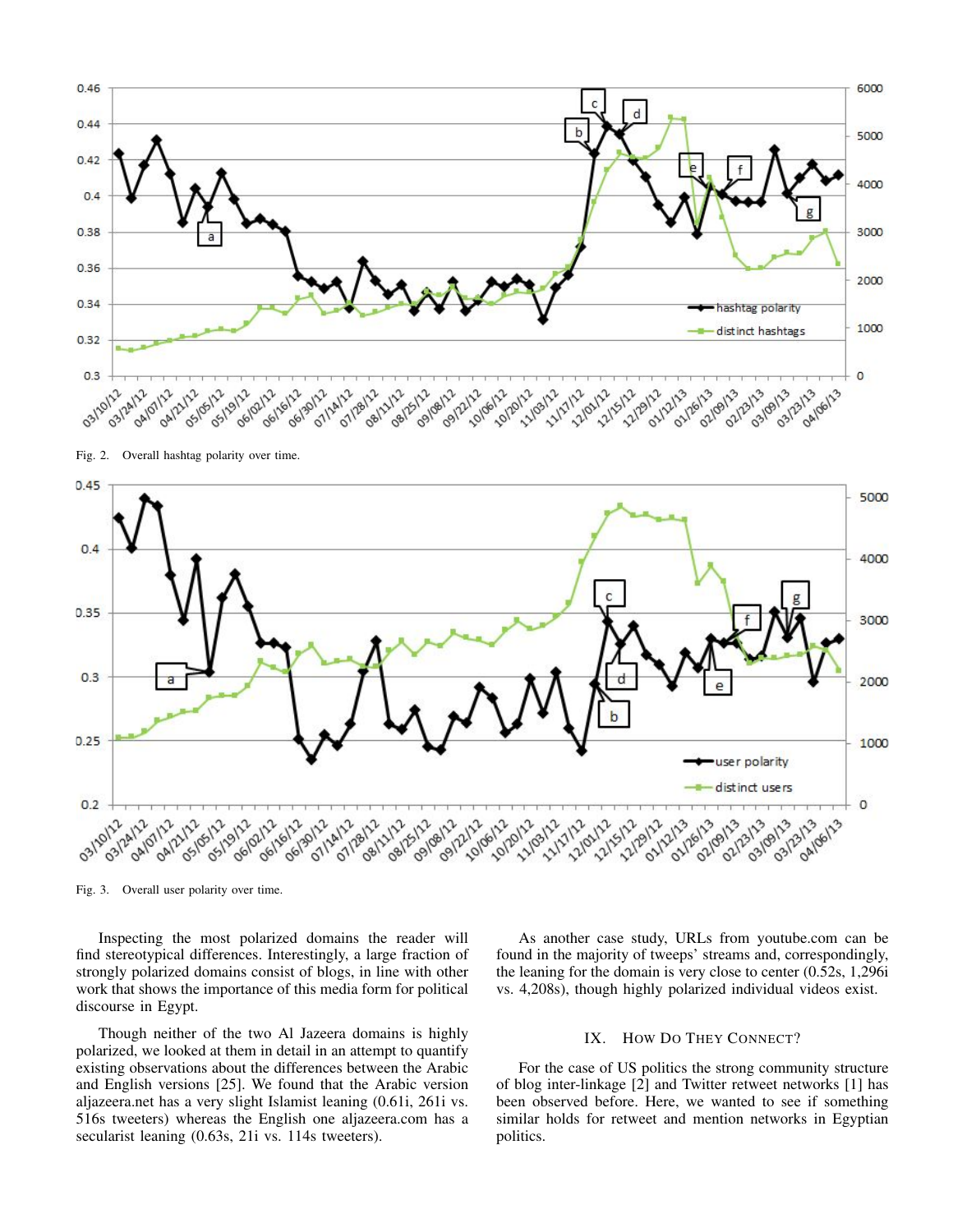Fig. 2. Overall hashtag polarity over time.

Fig. 3. Overall user polarity over time.

Inspecting the most polarized domains the reader will find stereotypical differences. Interestingly, a large fraction of strongly polarized domains consist of blogs, in line with other work that shows the importance of this media form for political discourse in Egypt.

Though neither of the two Al Jazeera domains is highly polarized, we looked at them in detail in an attempt to quantify existing observations about the differences between the Arabic and English versions [25]. We found that the Arabic version aljazeera.net has a very slight Islamist leaning (0.61i, 261i vs. 516s tweeters) whereas the English one aljazeera.com has a secularist leaning (0.63s, 21i vs. 114s tweeters).

As another case study, URLs from youtube.com can be found in the majority of tweeps' streams and, correspondingly, the leaning for the domain is very close to center (0.52s, 1,296i vs. 4,208s), though highly polarized individual videos exist.

## IX. How Do They Connect?

For the case of US politics the strong community structure of blog inter-linkage [2] and Twitter retweet networks [1] has been observed before. Here, we wanted to see if something similar holds for retweet and mention networks in Egyptian politics.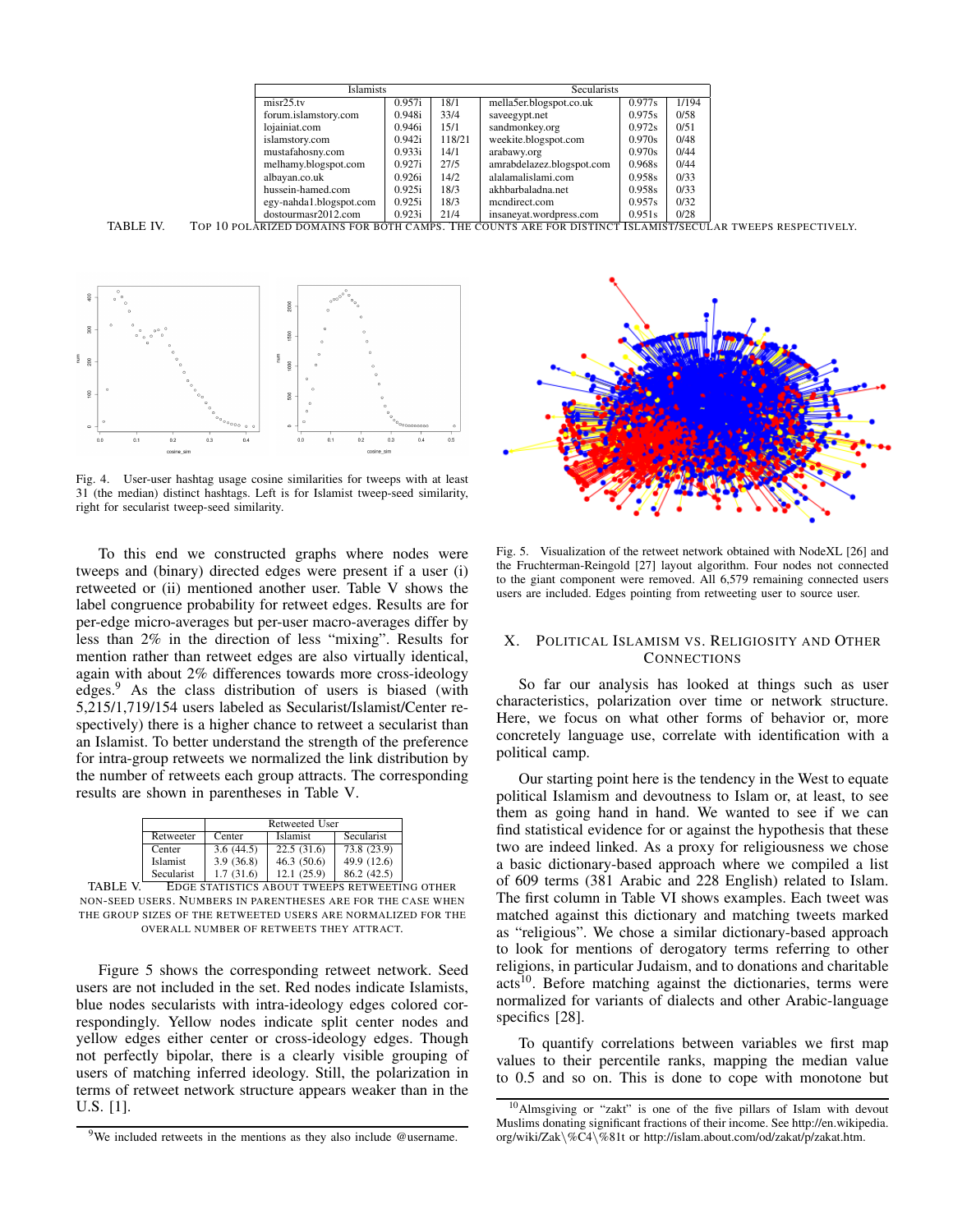| Islamists | | | Secularists | | |
|---|---|---|---|---|---|
| misr25.tv | 0.957i | 18/1 | mella5er.blogspot.co.uk | 0.977s | 1/194 |
| forum.islamstory.com | 0.948i | 33/4 | saveegypt.net | 0.975s | 0/58 |
| lojainiat.com | 0.946i | 15/1 | sandmonkey.org | 0.972s | 0/51 |
| islamstory.com | 0.942i | 118/21 | weekite.blogspot.com | 0.970s | 0/48 |
| mustafahosny.com | 0.933i | 14/1 | arabawy.org | 0.970s | 0/44 |
| melhamy.blogspot.com | 0.927i | 27/5 | amrabdelazez.blogspot.com | 0.968s | 0/44 |
| albayan.co.uk | 0.926i | 14/2 | alalamalislami.com | 0.958s | 0/33 |
| hussein-hamed.com | 0.925i | 18/3 | akhbarbaladna.net | 0.958s | 0/33 |
| egy-nahda1.blogspot.com | 0.925i | 18/3 | mcndirect.com | 0.957s | 0/32 |
| dostourmasr2012.com | 0.923i | 21/4 | insaneyat.wordpress.com | 0.951s | 0/28 |

TABLE IV. Top 10 polarized domains for both camps. The counts are for distinct Islamist/Secular tweeps respectively.

Fig. 4. User-user hashtag usage cosine similarities for tweeps with at least 31 (the median) distinct hashtags. Left is for Islamist tweep-seed similarity, right for secularist tweep-seed similarity.

To this end we constructed graphs where nodes were tweeps and (binary) directed edges were present if a user (i) retweeted or (ii) mentioned another user. Table V shows the label congruence probability for retweet edges. Results are for per-edge micro-averages but per-user macro-averages differ by less than 2% in the direction of less "mixing". Results for mention rather than retweet edges are also virtually identical, again with about 2% differences towards more cross-ideology edges.[9] As the class distribution of users is biased (with 5,215/1,719/154 users labeled as Secularist/Islamist/Center respectively) there is a higher chance to retweet a secularist than an Islamist. To better understand the strength of the preference for intra-group retweets we normalized the link distribution by the number of retweets each group attracts. The corresponding results are shown in parentheses in Table V.

| Retweeter | Retweeted User: Center | Islamist | Secularist |
|---|---|---|---|
| Center | 3.6 (44.5) | 22.5 (31.6) | 73.8 (23.9) |
| Islamist | 3.9 (36.8) | 46.3 (50.6) | 49.9 (12.6) |
| Secularist | 1.7 (31.6) | 12.1 (25.9) | 86.2 (42.5) |

TABLE V. Edge statistics about tweeps retweeting other non-seed users. Numbers in parentheses are for the case when the group sizes of the retweeted users are normalized for the overall number of retweets they attract.

Figure 5 shows the corresponding retweet network. Seed users are not included in the set. Red nodes indicate Islamists, blue nodes secularists with intra-ideology edges colored correspondingly. Yellow nodes indicate split center nodes and yellow edges either center or cross-ideology edges. Though not perfectly bipolar, there is a clearly visible grouping of users of matching inferred ideology. Still, the polarization in terms of retweet network structure appears weaker than in the U.S. [1].

[9] We included retweets in the mentions as they also include @username.

Fig. 5. Visualization of the retweet network obtained with NodeXL [26] and the Fruchterman-Reingold [27] layout algorithm. Four nodes not connected to the giant component were removed. All 6,579 remaining connected users users are included. Edges pointing from retweeting user to source user.

## X. Political Islamism vs. Religiosity and Other Connections

So far our analysis has looked at things such as user characteristics, polarization over time or network structure. Here, we focus on what other forms of behavior or, more concretely language use, correlate with identification with a political camp.

Our starting point here is the tendency in the West to equate political Islamism and devoutness to Islam or, at least, to see them as going hand in hand. We wanted to see if we can find statistical evidence for or against the hypothesis that these two are indeed linked. As a proxy for religiousness we chose a basic dictionary-based approach where we compiled a list of 609 terms (381 Arabic and 228 English) related to Islam. The first column in Table VI shows examples. Each tweet was matched against this dictionary and matching tweets marked as "religious". We chose a similar dictionary-based approach to look for mentions of derogatory terms referring to other religions, in particular Judaism, and to donations and charitable acts[10]. Before matching against the dictionaries, terms were normalized for variants of dialects and other Arabic-language specifics [28].

To quantify correlations between variables we first map values to their percentile ranks, mapping the median value to 0.5 and so on. This is done to cope with monotone but

[10] Almsgiving or "zakt" is one of the five pillars of Islam with devout Muslims donating significant fractions of their income. See http://en.wikipedia.org/wiki/Zak\%C4\%81t or http://islam.about.com/od/zakat/p/zakat.htm.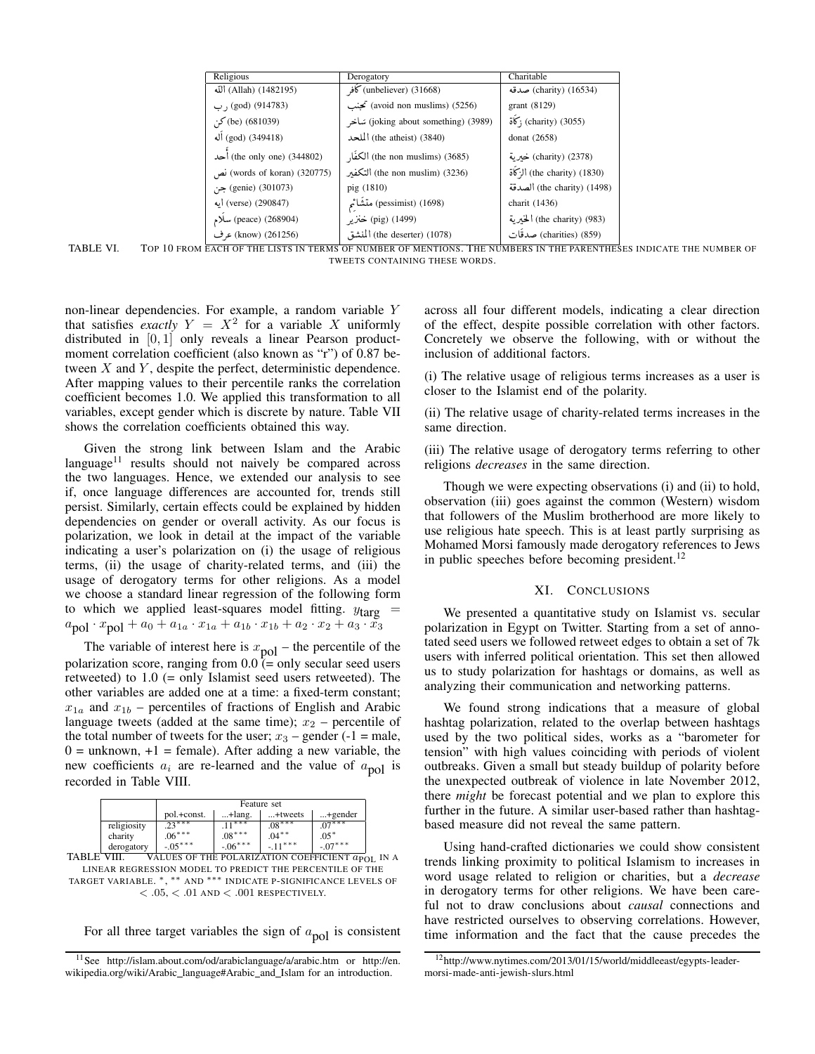| Religious | Derogatory | Charitable |
|---|---|---|
| الله (Allah) (1482195) | كافر (unbeliever) (31668) | صدقه (charity) (16534) |
| رب (god) (914783) | تجنب (avoid non muslims) (5256) | grant (8129) |
| كن (be) (681039) | ساخر (joking about something) (3989) | زكاة (charity) (3055) |
| اله (god) (349418) | الملحد (the atheist) (3840) | donat (2658) |
| أحد (the only one) (344802) | الكفار (the non muslims) (3685) | خيرية (charity) (2378) |
| نص (words of koran) (320775) | التكفير (the non muslim) (3236) | الزكاة (the charity) (1830) |
| جن (genie) (301073) | pig (1810) | الصدقة (the charity) (1498) |
| ايه (verse) (290847) | متشائم (pessimist) (1698) | charit (1436) |
| سلام (peace) (268904) | خنزير (pig) (1499) | الخيرية (the charity) (983) |
| عرف (know) (261256) | المنشق (the deserter) (1078) | صدقات (charities) (859) |

TABLE VI. Top 10 from each of the lists in terms of number of mentions. The numbers in the parentheses indicate the number of tweets containing these words.

non-linear dependencies. For example, a random variable $Y$ that satisfies *exactly* $Y = X^2$ for a variable $X$ uniformly distributed in $[0, 1]$ only reveals a linear Pearson product-moment correlation coefficient (also known as "r") of 0.87 between $X$ and $Y$, despite the perfect, deterministic dependence. After mapping values to their percentile ranks the correlation coefficient becomes 1.0. We applied this transformation to all variables, except gender which is discrete by nature. Table VII shows the correlation coefficients obtained this way.

Given the strong link between Islam and the Arabic language[11] results should not naively be compared across the two languages. Hence, we extended our analysis to see if, once language differences are accounted for, trends still persist. Similarly, certain effects could be explained by hidden dependencies on gender or overall activity. As our focus is polarization, we look in detail at the impact of the variable indicating a user's polarization on (i) the usage of religious terms, (ii) the usage of charity-related terms, and (iii) the usage of derogatory terms for other religions. As a model we choose a standard linear regression of the following form to which we applied least-squares model fitting. $y_{\text{targ}} = a_{\text{pol}} \cdot x_{\text{pol}} + a_0 + a_{1a} \cdot x_{1a} + a_{1b} \cdot x_{1b} + a_2 \cdot x_2 + a_3 \cdot x_3$

The variable of interest here is $x_{\text{pol}}$ – the percentile of the polarization score, ranging from 0.0 (= only secular seed users retweeted) to 1.0 (= only Islamist seed users retweeted). The other variables are added one at a time: a fixed-term constant; $x_{1a}$ and $x_{1b}$ – percentiles of fractions of English and Arabic language tweets (added at the same time); $x_2$ – percentile of the total number of tweets for the user; $x_3$ – gender (-1 = male, 0 = unknown, +1 = female). After adding a new variable, the new coefficients $a_i$ are re-learned and the value of $a_{\text{pol}}$ is recorded in Table VIII.

| | Feature set | | | |
|---|---|---|---|---|
| | pol.+const. | ...+lang. | ...+tweets | ...+gender |
| religiosity | .23*** | .11*** | .08*** | .07*** |
| charity | .06*** | .08*** | .04** | .05* |
| derogatory | -.05*** | -.06*** | -.11*** | -.07*** |

TABLE VIII. Values of the polarization coefficient $a_{\text{pol}}$ in a linear regression model to predict the percentile of the target variable. *, ** and *** indicate p-significance levels of $< .05$, $< .01$ and $< .001$ respectively.

For all three target variables the sign of $a_{\text{pol}}$ is consistent across all four different models, indicating a clear direction of the effect, despite possible correlation with other factors. Concretely we observe the following, with or without the inclusion of additional factors.

(i) The relative usage of religious terms increases as a user is closer to the Islamist end of the polarity.

(ii) The relative usage of charity-related terms increases in the same direction.

(iii) The relative usage of derogatory terms referring to other religions *decreases* in the same direction.

Though we were expecting observations (i) and (ii) to hold, observation (iii) goes against the common (Western) wisdom that followers of the Muslim brotherhood are more likely to use religious hate speech. This is at least partly surprising as Mohamed Morsi famously made derogatory references to Jews in public speeches before becoming president.[12]

## XI. Conclusions

We presented a quantitative study on Islamist vs. secular polarization in Egypt on Twitter. Starting from a set of annotated seed users we followed retweet edges to obtain a set of 7k users with inferred political orientation. This set then allowed us to study polarization for hashtags or domains, as well as analyzing their communication and networking patterns.

We found strong indications that a measure of global hashtag polarization, related to the overlap between hashtags used by the two political sides, works as a "barometer for tension" with high values coinciding with periods of violent outbreaks. Given a small but steady buildup of polarity before the unexpected outbreak of violence in late November 2012, there *might* be forecast potential and we plan to explore this further in the future. A similar user-based rather than hashtag-based measure did not reveal the same pattern.

Using hand-crafted dictionaries we could show consistent trends linking proximity to political Islamism to increases in word usage related to religion or charities, but a *decrease* in derogatory terms for other religions. We have been careful not to draw conclusions about *causal* connections and have restricted ourselves to observing correlations. However, time information and the fact that the cause precedes the

[11] See http://islam.about.com/od/arabiclanguage/a/arabic.htm or http://en.wikipedia.org/wiki/Arabic_language#Arabic_and_Islam for an introduction.

[12] http://www.nytimes.com/2013/01/15/world/middleeast/egypts-leader-morsi-made-anti-jewish-slurs.html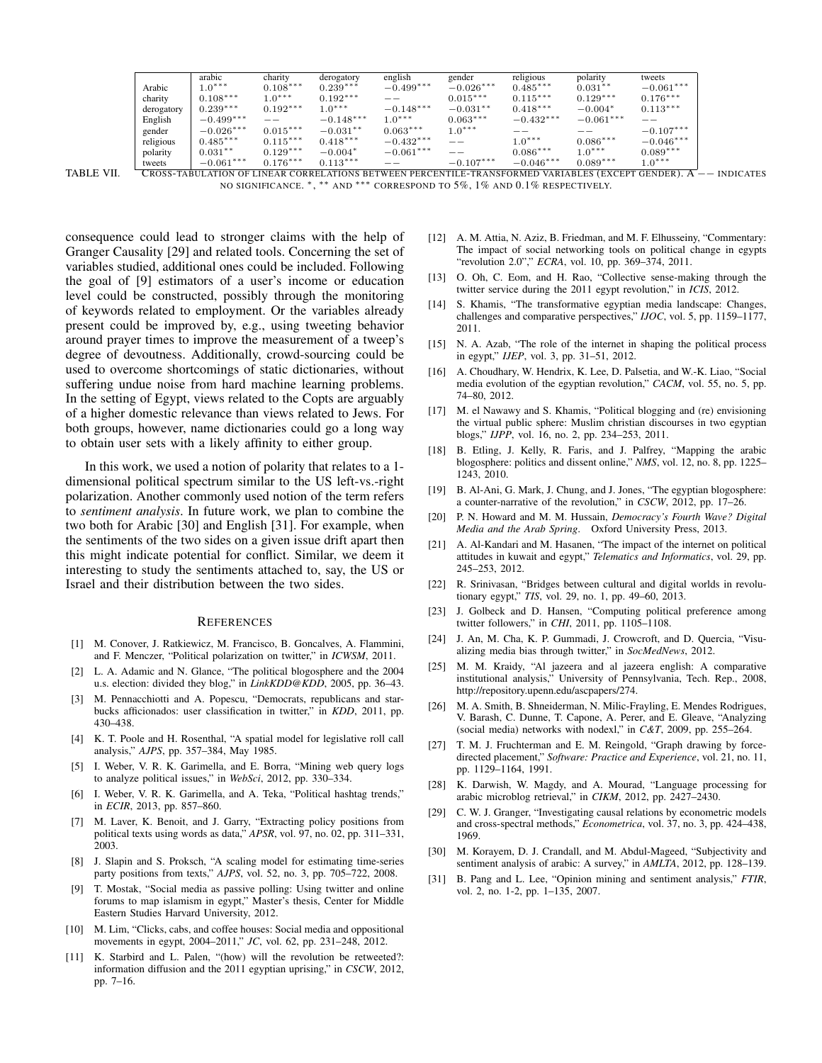| | arabic | charity | derogatory | english | gender | religious | polarity | tweets |
|---|---|---|---|---|---|---|---|---|
| Arabic | $1.0^{***}$ | $0.108^{***}$ | $0.239^{***}$ | $-0.499^{***}$ | $-0.026^{***}$ | $0.485^{***}$ | $0.031^{**}$ | $-0.061^{***}$ |
| charity | $0.108^{***}$ | $1.0^{***}$ | $0.192^{***}$ | $--$ | $0.015^{***}$ | $0.115^{***}$ | $0.129^{***}$ | $0.176^{***}$ |
| derogatory | $0.239^{***}$ | $0.192^{***}$ | $1.0^{***}$ | $-0.148^{***}$ | $-0.031^{**}$ | $0.418^{***}$ | $-0.004^{*}$ | $0.113^{***}$ |
| English | $-0.499^{***}$ | $--$ | $-0.148^{***}$ | $1.0^{***}$ | $0.063^{***}$ | $-0.432^{***}$ | $-0.061^{***}$ | $--$ |
| gender | $-0.026^{***}$ | $0.015^{***}$ | $-0.031^{**}$ | $0.063^{***}$ | $1.0^{***}$ | $--$ | $--$ | $-0.107^{***}$ |
| religious | $0.485^{***}$ | $0.115^{***}$ | $0.418^{***}$ | $-0.432^{***}$ | $--$ | $1.0^{***}$ | $0.086^{***}$ | $-0.046^{***}$ |
| polarity | $0.031^{**}$ | $0.129^{***}$ | $-0.004^{*}$ | $-0.061^{***}$ | $--$ | $0.086^{***}$ | $1.0^{***}$ | $0.089^{***}$ |
| tweets | $-0.061^{***}$ | $0.176^{***}$ | $0.113^{***}$ | $--$ | $-0.107^{***}$ | $-0.046^{***}$ | $0.089^{***}$ | $1.0^{***}$ |

TABLE VII. CROSS-TABULATION OF LINEAR CORRELATIONS BETWEEN PERCENTILE-TRANSFORMED VARIABLES (EXCEPT GENDER). A $--$ INDICATES NO SIGNIFICANCE. $^{*}$, $^{**}$ AND $^{***}$ CORRESPOND TO 5%, 1% AND 0.1% RESPECTIVELY.

consequence could lead to stronger claims with the help of Granger Causality [29] and related tools. Concerning the set of variables studied, additional ones could be included. Following the goal of [9] estimators of a user's income or education level could be constructed, possibly through the monitoring of keywords related to employment. Or the variables already present could be improved by, e.g., using tweeting behavior around prayer times to improve the measurement of a tweep's degree of devoutness. Additionally, crowd-sourcing could be used to overcome shortcomings of static dictionaries, without suffering undue noise from hard machine learning problems. In the setting of Egypt, views related to the Copts are arguably of a higher domestic relevance than views related to Jews. For both groups, however, name dictionaries could go a long way to obtain user sets with a likely affinity to either group.

In this work, we used a notion of polarity that relates to a 1-dimensional political spectrum similar to the US left-vs.-right polarization. Another commonly used notion of the term refers to *sentiment analysis*. In future work, we plan to combine the two both for Arabic [30] and English [31]. For example, when the sentiments of the two sides on a given issue drift apart then this might indicate potential for conflict. Similar, we deem it interesting to study the sentiments attached to, say, the US or Israel and their distribution between the two sides.

## REFERENCES

[1] M. Conover, J. Ratkiewicz, M. Francisco, B. Goncalves, A. Flammini, and F. Menczer, "Political polarization on twitter," in *ICWSM*, 2011.

[2] L. A. Adamic and N. Glance, "The political blogosphere and the 2004 u.s. election: divided they blog," in *LinkKDD@KDD*, 2005, pp. 36–43.

[3] M. Pennacchiotti and A. Popescu, "Democrats, republicans and starbucks afficionados: user classification in twitter," in *KDD*, 2011, pp. 430–438.

[4] K. T. Poole and H. Rosenthal, "A spatial model for legislative roll call analysis," *AJPS*, pp. 357–384, May 1985.

[5] I. Weber, V. R. K. Garimella, and E. Borra, "Mining web query logs to analyze political issues," in *WebSci*, 2012, pp. 330–334.

[6] I. Weber, V. R. K. Garimella, and A. Teka, "Political hashtag trends," in *ECIR*, 2013, pp. 857–860.

[7] M. Laver, K. Benoit, and J. Garry, "Extracting policy positions from political texts using words as data," *APSR*, vol. 97, no. 02, pp. 311–331, 2003.

[8] J. Slapin and S. Proksch, "A scaling model for estimating time-series party positions from texts," *AJPS*, vol. 52, no. 3, pp. 705–722, 2008.

[9] T. Mostak, "Social media as passive polling: Using twitter and online forums to map islamism in egypt," Master's thesis, Center for Middle Eastern Studies Harvard University, 2012.

[10] M. Lim, "Clicks, cabs, and coffee houses: Social media and oppositional movements in egypt, 2004–2011," *JC*, vol. 62, pp. 231–248, 2012.

[11] K. Starbird and L. Palen, "(how) will the revolution be retweeted?: information diffusion and the 2011 egyptian uprising," in *CSCW*, 2012, pp. 7–16.

[12] A. M. Attia, N. Aziz, B. Friedman, and M. F. Elhusseiny, "Commentary: The impact of social networking tools on political change in egypts "revolution 2.0"," *ECRA*, vol. 10, pp. 369–374, 2011.

[13] O. Oh, C. Eom, and H. Rao, "Collective sense-making through the twitter service during the 2011 egypt revolution," in *ICIS*, 2012.

[14] S. Khamis, "The transformative egyptian media landscape: Changes, challenges and comparative perspectives," *IJOC*, vol. 5, pp. 1159–1177, 2011.

[15] N. A. Azab, "The role of the internet in shaping the political process in egypt," *IJEP*, vol. 3, pp. 31–51, 2012.

[16] A. Choudhary, W. Hendrix, K. Lee, D. Palsetia, and W.-K. Liao, "Social media evolution of the egyptian revolution," *CACM*, vol. 55, no. 5, pp. 74–80, 2012.

[17] M. el Nawawy and S. Khamis, "Political blogging and (re) envisioning the virtual public sphere: Muslim christian discourses in two egyptian blogs," *IJPP*, vol. 16, no. 2, pp. 234–253, 2011.

[18] B. Etling, J. Kelly, R. Faris, and J. Palfrey, "Mapping the arabic blogosphere: politics and dissent online," *NMS*, vol. 12, no. 8, pp. 1225–1243, 2010.

[19] B. Al-Ani, G. Mark, J. Chung, and J. Jones, "The egyptian blogosphere: a counter-narrative of the revolution," in *CSCW*, 2012, pp. 17–26.

[20] P. N. Howard and M. M. Hussain, *Democracy's Fourth Wave? Digital Media and the Arab Spring*. Oxford University Press, 2013.

[21] A. Al-Kandari and M. Hasanen, "The impact of the internet on political attitudes in kuwait and egypt," *Telematics and Informatics*, vol. 29, pp. 245–253, 2012.

[22] R. Srinivasan, "Bridges between cultural and digital worlds in revolutionary egypt," *TIS*, vol. 29, no. 1, pp. 49–60, 2013.

[23] J. Golbeck and D. Hansen, "Computing political preference among twitter followers," in *CHI*, 2011, pp. 1105–1108.

[24] J. An, M. Cha, K. P. Gummadi, J. Crowcroft, and D. Quercia, "Visualizing media bias through twitter," in *SocMedNews*, 2012.

[25] M. M. Kraidy, "Al jazeera and al jazeera english: A comparative institutional analysis," University of Pennsylvania, Tech. Rep., 2008, http://repository.upenn.edu/ascpapers/274.

[26] M. A. Smith, B. Shneiderman, N. Milic-Frayling, E. Mendes Rodrigues, V. Barash, C. Dunne, T. Capone, A. Perer, and E. Gleave, "Analyzing (social media) networks with nodexl," in *C&T*, 2009, pp. 255–264.

[27] T. M. J. Fruchterman and E. M. Reingold, "Graph drawing by force-directed placement," *Software: Practice and Experience*, vol. 21, no. 11, pp. 1129–1164, 1991.

[28] K. Darwish, W. Magdy, and A. Mourad, "Language processing for arabic microblog retrieval," in *CIKM*, 2012, pp. 2427–2430.

[29] C. W. J. Granger, "Investigating causal relations by econometric models and cross-spectral methods," *Econometrica*, vol. 37, no. 3, pp. 424–438, 1969.

[30] M. Korayem, D. J. Crandall, and M. Abdul-Mageed, "Subjectivity and sentiment analysis of arabic: A survey," in *AMLTA*, 2012, pp. 128–139.

[31] B. Pang and L. Lee, "Opinion mining and sentiment analysis," *FTIR*, vol. 2, no. 1-2, pp. 1–135, 2007.